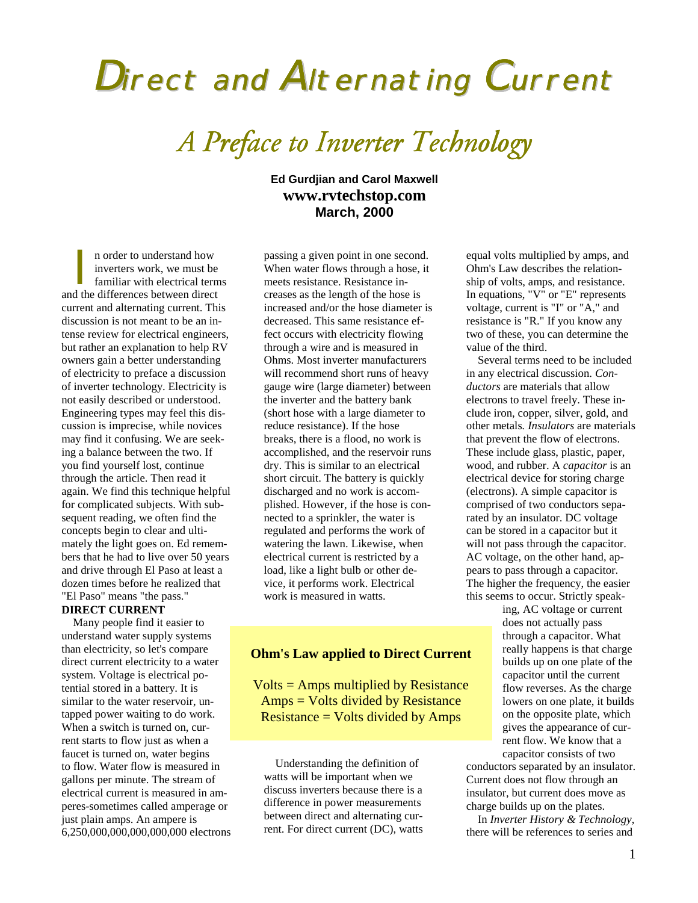# Direct and Alternating Current

## A Preface to Inverter Technology

**Ed Gurdjian and Carol Maxwell**
**www.rvtechstop.com**
**March, 2000**

In order to understand how inverters work, we must be familiar with electrical terms and the differences between direct current and alternating current. This discussion is not meant to be an intense review for electrical engineers, but rather an explanation to help RV owners gain a better understanding of electricity to preface a discussion of inverter technology. Electricity is not easily described or understood. Engineering types may feel this discussion is imprecise, while novices may find it confusing. We are seeking a balance between the two. If you find yourself lost, continue through the article. Then read it again. We find this technique helpful for complicated subjects. With subsequent reading, we often find the concepts begin to clear and ultimately the light goes on. Ed remembers that he had to live over 50 years and drive through El Paso at least a dozen times before he realized that "El Paso" means "the pass."

**DIRECT CURRENT**

Many people find it easier to understand water supply systems than electricity, so let's compare direct current electricity to a water system. Voltage is electrical potential stored in a battery. It is similar to the water reservoir, untapped power waiting to do work. When a switch is turned on, current starts to flow just as when a faucet is turned on, water begins to flow. Water flow is measured in gallons per minute. The stream of electrical current is measured in amperes-sometimes called amperage or just plain amps. An ampere is 6,250,000,000,000,000,000 electrons passing a given point in one second. When water flows through a hose, it meets resistance. Resistance increases as the length of the hose is increased and/or the hose diameter is decreased. This same resistance effect occurs with electricity flowing through a wire and is measured in Ohms. Most inverter manufacturers will recommend short runs of heavy gauge wire (large diameter) between the inverter and the battery bank (short hose with a large diameter to reduce resistance). If the hose breaks, there is a flood, no work is accomplished, and the reservoir runs dry. This is similar to an electrical short circuit. The battery is quickly discharged and no work is accomplished. However, if the hose is connected to a sprinkler, the water is regulated and performs the work of watering the lawn. Likewise, when electrical current is restricted by a load, like a light bulb or other device, it performs work. Electrical work is measured in watts.

**Ohm's Law applied to Direct Current**

Volts = Amps multiplied by Resistance
Amps = Volts divided by Resistance
Resistance = Volts divided by Amps

Understanding the definition of watts will be important when we discuss inverters because there is a difference in power measurements between direct and alternating current. For direct current (DC), watts equal volts multiplied by amps, and Ohm's Law describes the relationship of volts, amps, and resistance. In equations, "V" or "E" represents voltage, current is "I" or "A," and resistance is "R." If you know any two of these, you can determine the value of the third.

Several terms need to be included in any electrical discussion. *Conductors* are materials that allow electrons to travel freely. These include iron, copper, silver, gold, and other metals. *Insulators* are materials that prevent the flow of electrons. These include glass, plastic, paper, wood, and rubber. A *capacitor* is an electrical device for storing charge (electrons). A simple capacitor is comprised of two conductors separated by an insulator. DC voltage can be stored in a capacitor but it will not pass through the capacitor. AC voltage, on the other hand, appears to pass through a capacitor. The higher the frequency, the easier this seems to occur. Strictly speaking, AC voltage or current does not actually pass through a capacitor. What really happens is that charge builds up on one plate of the capacitor until the current flow reverses. As the charge lowers on one plate, it builds on the opposite plate, which gives the appearance of current flow. We know that a capacitor consists of two conductors separated by an insulator. Current does not flow through an insulator, but current does move as charge builds up on the plates.

In *Inverter History & Technology*, there will be references to series and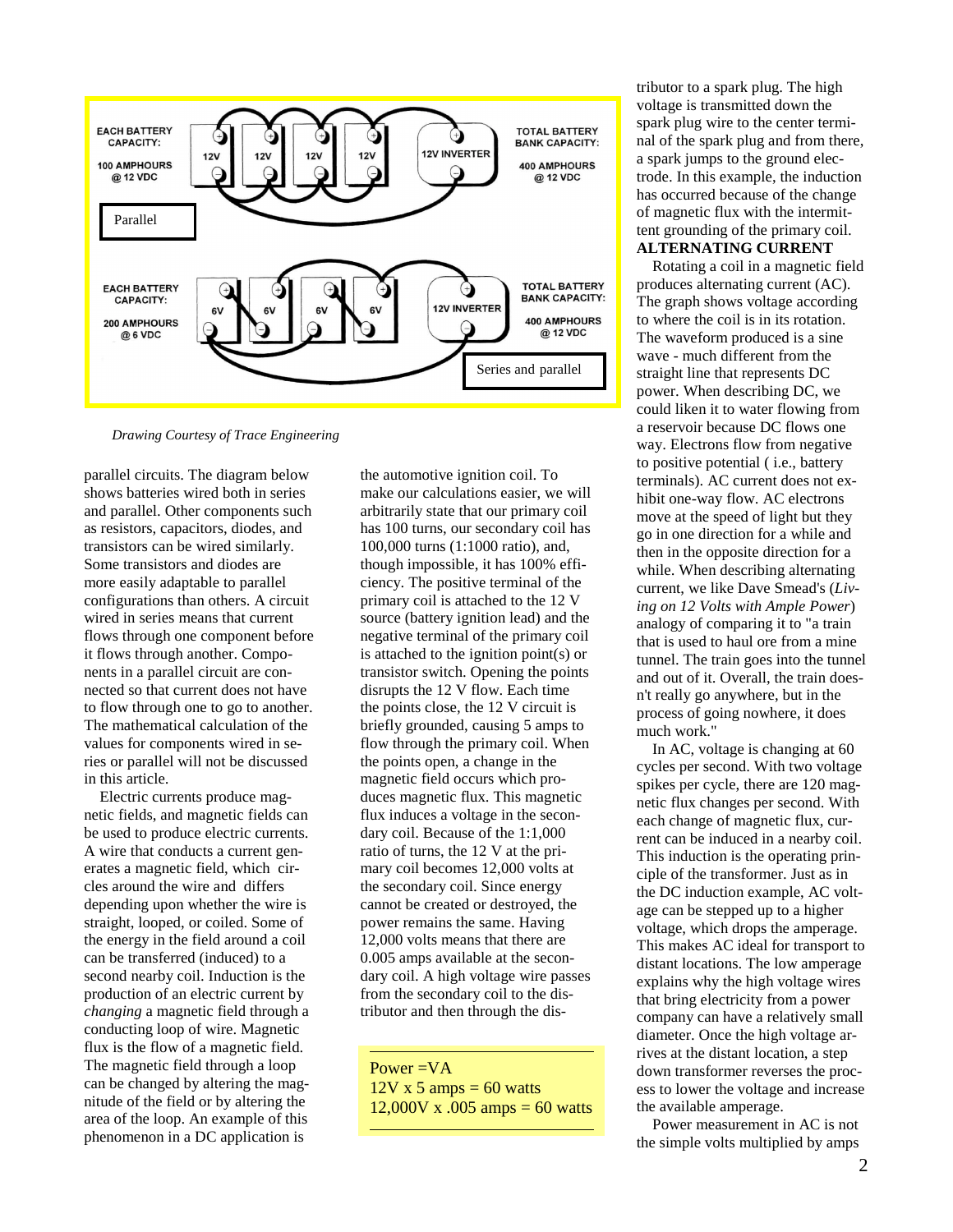EACH BATTERY CAPACITY: 100 AMPHOURS @ 12 VDC

TOTAL BATTERY BANK CAPACITY: 400 AMPHOURS @ 12 VDC

12V 12V 12V 12V 12V INVERTER

Parallel

EACH BATTERY CAPACITY: 200 AMPHOURS @ 6 VDC

TOTAL BATTERY BANK CAPACITY: 400 AMPHOURS @ 12 VDC

6V 6V 6V 6V 12V INVERTER

Series and parallel

*Drawing Courtesy of Trace Engineering*

parallel circuits. The diagram below shows batteries wired both in series and parallel. Other components such as resistors, capacitors, diodes, and transistors can be wired similarly. Some transistors and diodes are more easily adaptable to parallel configurations than others. A circuit wired in series means that current flows through one component before it flows through another. Components in a parallel circuit are connected so that current does not have to flow through one to go to another. The mathematical calculation of the values for components wired in series or parallel will not be discussed in this article.

Electric currents produce magnetic fields, and magnetic fields can be used to produce electric currents. A wire that conducts a current generates a magnetic field, which circles around the wire and differs depending upon whether the wire is straight, looped, or coiled. Some of the energy in the field around a coil can be transferred (induced) to a second nearby coil. Induction is the production of an electric current by *changing* a magnetic field through a conducting loop of wire. Magnetic flux is the flow of a magnetic field. The magnetic field through a loop can be changed by altering the magnitude of the field or by altering the area of the loop. An example of this phenomenon in a DC application is the automotive ignition coil. To make our calculations easier, we will arbitrarily state that our primary coil has 100 turns, our secondary coil has 100,000 turns (1:1000 ratio), and, though impossible, it has 100% efficiency. The positive terminal of the primary coil is attached to the 12 V source (battery ignition lead) and the negative terminal of the primary coil is attached to the ignition point(s) or transistor switch. Opening the points disrupts the 12 V flow. Each time the points close, the 12 V circuit is briefly grounded, causing 5 amps to flow through the primary coil. When the points open, a change in the magnetic field occurs which produces magnetic flux. This magnetic flux induces a voltage in the secondary coil. Because of the 1:1,000 ratio of turns, the 12 V at the primary coil becomes 12,000 volts at the secondary coil. Since energy cannot be created or destroyed, the power remains the same. Having 12,000 volts means that there are 0.005 amps available at the secondary coil. A high voltage wire passes from the secondary coil to the distributor and then through the distributor to a spark plug. The high voltage is transmitted down the spark plug wire to the center terminal of the spark plug and from there, a spark jumps to the ground electrode. In this example, the induction has occurred because of the change of magnetic flux with the intermittent grounding of the primary coil.

Power = VA
12V x 5 amps = 60 watts
12,000V x .005 amps = 60 watts

**ALTERNATING CURRENT**

Rotating a coil in a magnetic field produces alternating current (AC). The graph shows voltage according to where the coil is in its rotation. The waveform produced is a sine wave - much different from the straight line that represents DC power. When describing DC, we could liken it to water flowing from a reservoir because DC flows one way. Electrons flow from negative to positive potential ( i.e., battery terminals). AC current does not exhibit one-way flow. AC electrons move at the speed of light but they go in one direction for a while and then in the opposite direction for a while. When describing alternating current, we like Dave Smead's (*Living on 12 Volts with Ample Power*) analogy of comparing it to "a train that is used to haul ore from a mine tunnel. The train goes into the tunnel and out of it. Overall, the train doesn't really go anywhere, but in the process of going nowhere, it does much work."

In AC, voltage is changing at 60 cycles per second. With two voltage spikes per cycle, there are 120 magnetic flux changes per second. With each change of magnetic flux, current can be induced in a nearby coil. This induction is the operating principle of the transformer. Just as in the DC induction example, AC voltage can be stepped up to a higher voltage, which drops the amperage. This makes AC ideal for transport to distant locations. The low amperage explains why the high voltage wires that bring electricity from a power company can have a relatively small diameter. Once the high voltage arrives at the distant location, a step down transformer reverses the process to lower the voltage and increase the available amperage.

Power measurement in AC is not the simple volts multiplied by amps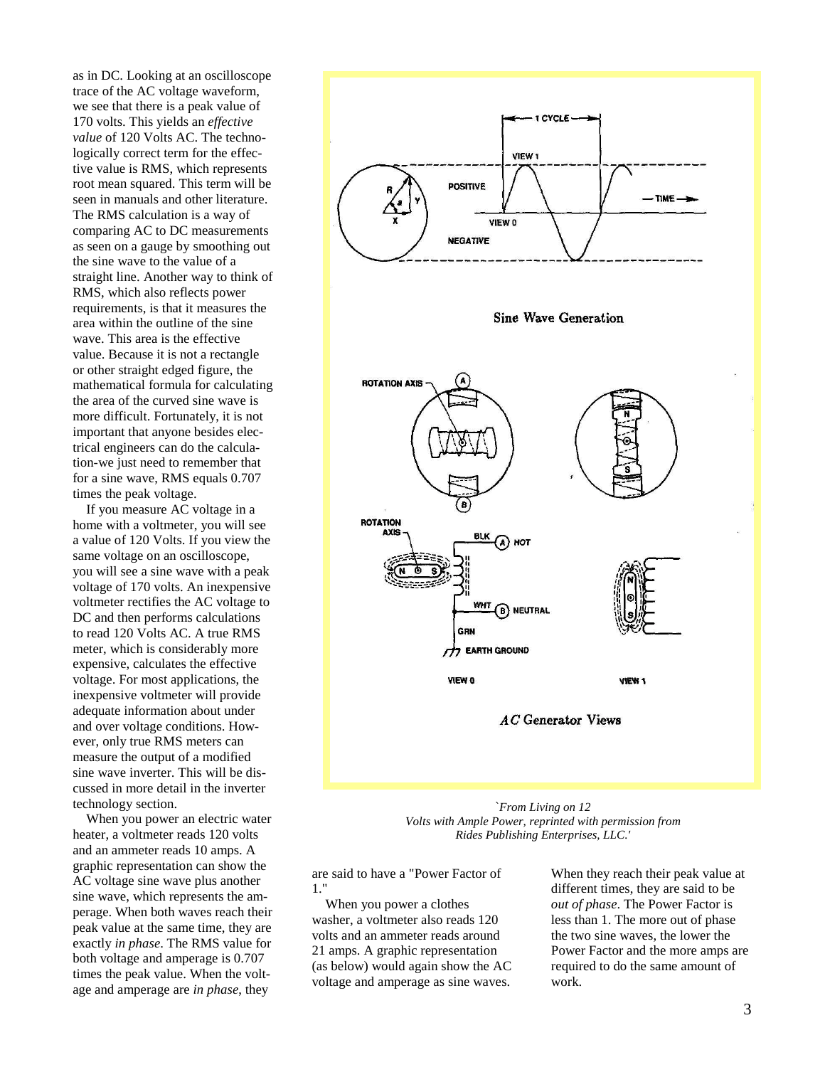as in DC. Looking at an oscilloscope trace of the AC voltage waveform, we see that there is a peak value of 170 volts. This yields an *effective value* of 120 Volts AC. The technologically correct term for the effective value is RMS, which represents root mean squared. This term will be seen in manuals and other literature. The RMS calculation is a way of comparing AC to DC measurements as seen on a gauge by smoothing out the sine wave to the value of a straight line. Another way to think of RMS, which also reflects power requirements, is that it measures the area within the outline of the sine wave. This area is the effective value. Because it is not a rectangle or other straight edged figure, the mathematical formula for calculating the area of the curved sine wave is more difficult. Fortunately, it is not important that anyone besides electrical engineers can do the calculation-we just need to remember that for a sine wave, RMS equals 0.707 times the peak voltage.

If you measure AC voltage in a home with a voltmeter, you will see a value of 120 Volts. If you view the same voltage on an oscilloscope, you will see a sine wave with a peak voltage of 170 volts. An inexpensive voltmeter rectifies the AC voltage to DC and then performs calculations to read 120 Volts AC. A true RMS meter, which is considerably more expensive, calculates the effective voltage. For most applications, the inexpensive voltmeter will provide adequate information about under and over voltage conditions. However, only true RMS meters can measure the output of a modified sine wave inverter. This will be discussed in more detail in the inverter technology section.

When you power an electric water heater, a voltmeter reads 120 volts and an ammeter reads 10 amps. A graphic representation can show the AC voltage sine wave plus another sine wave, which represents the amperage. When both waves reach their peak value at the same time, they are exactly *in phase*. The RMS value for both voltage and amperage is 0.707 times the peak value. When the voltage and amperage are *in phase*, they are said to have a "Power Factor of 1."

When you power a clothes washer, a voltmeter also reads 120 volts and an ammeter reads around 21 amps. A graphic representation (as below) would again show the AC voltage and amperage as sine waves. When they reach their peak value at different times, they are said to be *out of phase*. The Power Factor is less than 1. The more out of phase the two sine waves, the lower the Power Factor and the more amps are required to do the same amount of work.

1 CYCLE

VIEW 1

POSITIVE

TIME

VIEW 0

NEGATIVE

Sine Wave Generation

ROTATION AXIS

ROTATION AXIS

BLK (A) HOT

WHT (B) NEUTRAL

GRN

EARTH GROUND

VIEW 0

VIEW 1

*AC* Generator Views

*`From Living on 12 Volts with Ample Power, reprinted with permission from Rides Publishing Enterprises, LLC.'*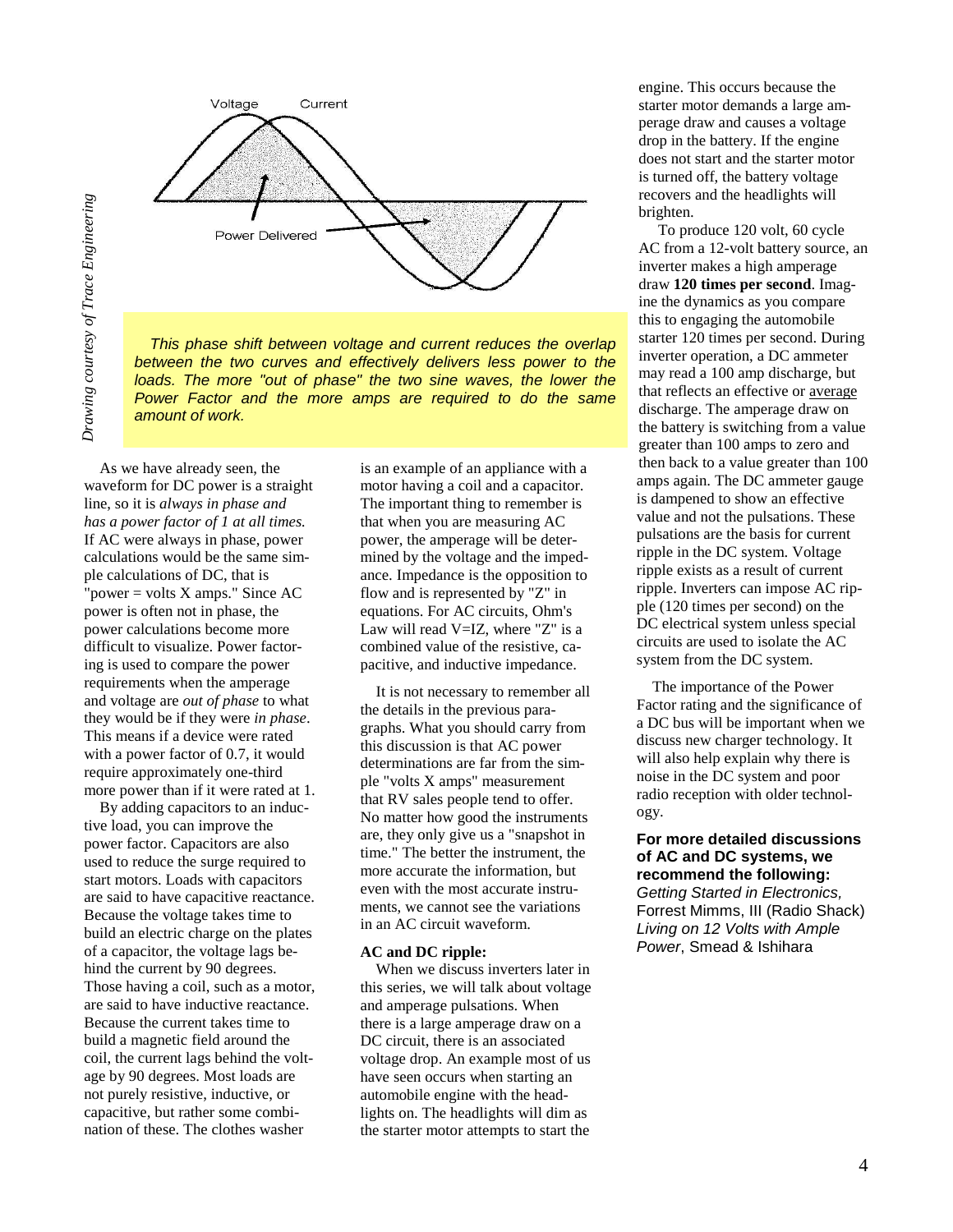Voltage

Current

Power Delivered

*Drawing courtesy of Trace Engineering*

*This phase shift between voltage and current reduces the overlap between the two curves and effectively delivers less power to the loads. The more "out of phase" the two sine waves, the lower the Power Factor and the more amps are required to do the same amount of work.*

As we have already seen, the waveform for DC power is a straight line, so it is *always in phase and has a power factor of 1 at all times.* If AC were always in phase, power calculations would be the same simple calculations of DC, that is "power = volts X amps." Since AC power is often not in phase, the power calculations become more difficult to visualize. Power factoring is used to compare the power requirements when the amperage and voltage are *out of phase* to what they would be if they were *in phase*. This means if a device were rated with a power factor of 0.7, it would require approximately one-third more power than if it were rated at 1.

By adding capacitors to an inductive load, you can improve the power factor. Capacitors are also used to reduce the surge required to start motors. Loads with capacitors are said to have capacitive reactance. Because the voltage takes time to build an electric charge on the plates of a capacitor, the voltage lags behind the current by 90 degrees. Those having a coil, such as a motor, are said to have inductive reactance. Because the current takes time to build a magnetic field around the coil, the current lags behind the voltage by 90 degrees. Most loads are not purely resistive, inductive, or capacitive, but rather some combination of these. The clothes washer is an example of an appliance with a motor having a coil and a capacitor. The important thing to remember is that when you are measuring AC power, the amperage will be determined by the voltage and the impedance. Impedance is the opposition to flow and is represented by "Z" in equations. For AC circuits, Ohm's Law will read V=IZ, where "Z" is a combined value of the resistive, capacitive, and inductive impedance.

It is not necessary to remember all the details in the previous paragraphs. What you should carry from this discussion is that AC power determinations are far from the simple "volts X amps" measurement that RV sales people tend to offer. No matter how good the instruments are, they only give us a "snapshot in time." The better the instrument, the more accurate the information, but even with the most accurate instruments, we cannot see the variations in an AC circuit waveform.

### AC and DC ripple:

When we discuss inverters later in this series, we will talk about voltage and amperage pulsations. When there is a large amperage draw on a DC circuit, there is an associated voltage drop. An example most of us have seen occurs when starting an automobile engine with the headlights on. The headlights will dim as the starter motor attempts to start the engine. This occurs because the starter motor demands a large amperage draw and causes a voltage drop in the battery. If the engine does not start and the starter motor is turned off, the battery voltage recovers and the headlights will brighten.

To produce 120 volt, 60 cycle AC from a 12-volt battery source, an inverter makes a high amperage draw **120 times per second**. Imagine the dynamics as you compare this to engaging the automobile starter 120 times per second. During inverter operation, a DC ammeter may read a 100 amp discharge, but that reflects an effective or average discharge. The amperage draw on the battery is switching from a value greater than 100 amps to zero and then back to a value greater than 100 amps again. The DC ammeter gauge is dampened to show an effective value and not the pulsations. These pulsations are the basis for current ripple in the DC system. Voltage ripple exists as a result of current ripple. Inverters can impose AC ripple (120 times per second) on the DC electrical system unless special circuits are used to isolate the AC system from the DC system.

The importance of the Power Factor rating and the significance of a DC bus will be important when we discuss new charger technology. It will also help explain why there is noise in the DC system and poor radio reception with older technology.

**For more detailed discussions of AC and DC systems, we recommend the following:**

*Getting Started in Electronics,* Forrest Mimms, III (Radio Shack)

*Living on 12 Volts with Ample Power*, Smead & Ishihara